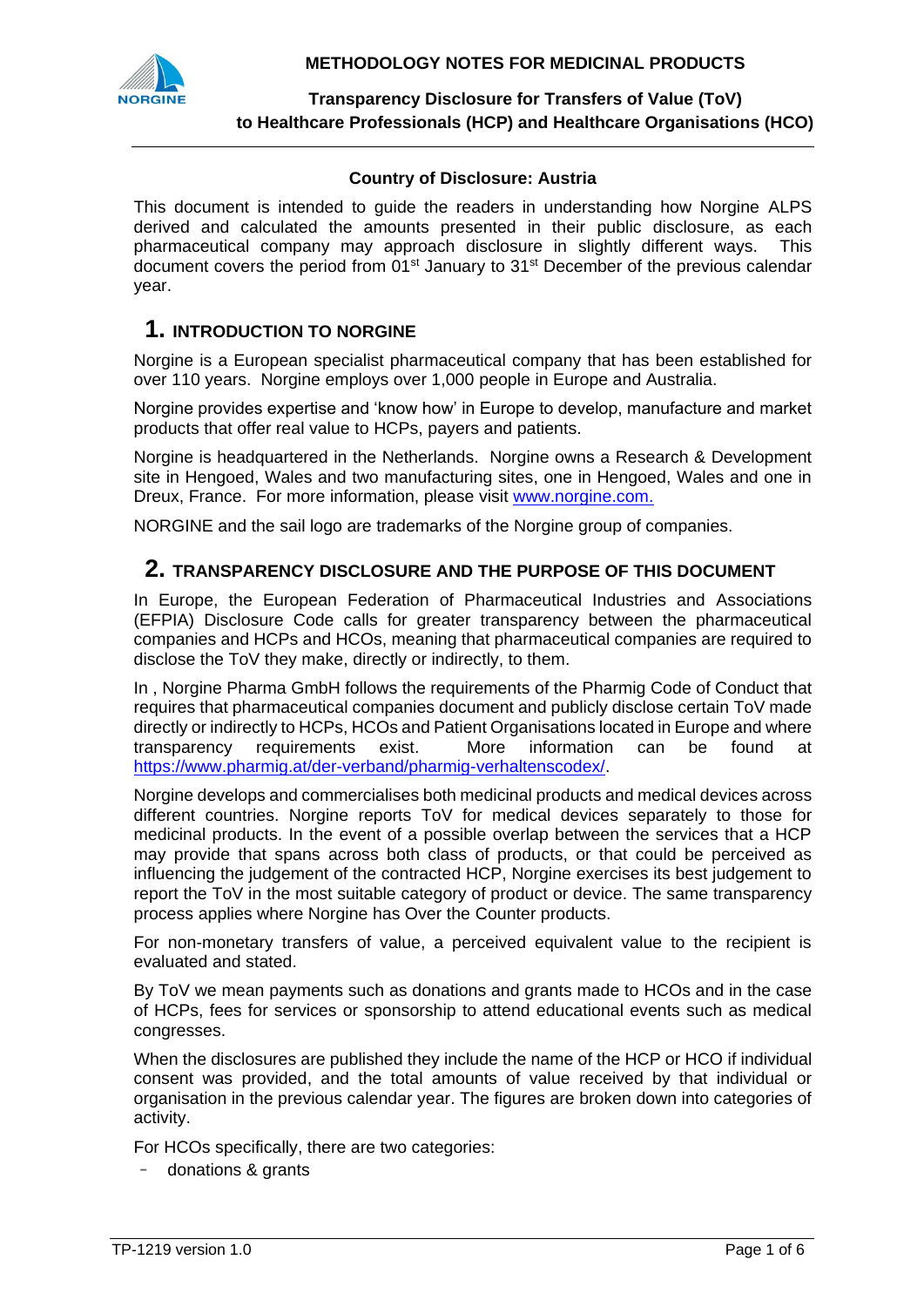# METHODOLOGY NOTES FOR MEDICINAL PRODUCTS

## Transparency Disclosure for Transfers of Value (ToV) to Healthcare Professionals (HCP) and Healthcare Organisations (HCO)

**Country of Disclosure: Austria**

This document is intended to guide the readers in understanding how Norgine ALPS derived and calculated the amounts presented in their public disclosure, as each pharmaceutical company may approach disclosure in slightly different ways. This document covers the period from 01st January to 31st December of the previous calendar year.

## 1. INTRODUCTION TO NORGINE

Norgine is a European specialist pharmaceutical company that has been established for over 110 years. Norgine employs over 1,000 people in Europe and Australia.

Norgine provides expertise and 'know how' in Europe to develop, manufacture and market products that offer real value to HCPs, payers and patients.

Norgine is headquartered in the Netherlands. Norgine owns a Research & Development site in Hengoed, Wales and two manufacturing sites, one in Hengoed, Wales and one in Dreux, France. For more information, please visit [www.norgine.com.](www.norgine.com)

NORGINE and the sail logo are trademarks of the Norgine group of companies.

## 2. TRANSPARENCY DISCLOSURE AND THE PURPOSE OF THIS DOCUMENT

In Europe, the European Federation of Pharmaceutical Industries and Associations (EFPIA) Disclosure Code calls for greater transparency between the pharmaceutical companies and HCPs and HCOs, meaning that pharmaceutical companies are required to disclose the ToV they make, directly or indirectly, to them.

In , Norgine Pharma GmbH follows the requirements of the Pharmig Code of Conduct that requires that pharmaceutical companies document and publicly disclose certain ToV made directly or indirectly to HCPs, HCOs and Patient Organisations located in Europe and where transparency requirements exist. More information can be found at [https://www.pharmig.at/der-verband/pharmig-verhaltenscodex/](https://www.pharmig.at/der-verband/pharmig-verhaltenscodex/).

Norgine develops and commercialises both medicinal products and medical devices across different countries. Norgine reports ToV for medical devices separately to those for medicinal products. In the event of a possible overlap between the services that a HCP may provide that spans across both class of products, or that could be perceived as influencing the judgement of the contracted HCP, Norgine exercises its best judgement to report the ToV in the most suitable category of product or device. The same transparency process applies where Norgine has Over the Counter products.

For non-monetary transfers of value, a perceived equivalent value to the recipient is evaluated and stated.

By ToV we mean payments such as donations and grants made to HCOs and in the case of HCPs, fees for services or sponsorship to attend educational events such as medical congresses.

When the disclosures are published they include the name of the HCP or HCO if individual consent was provided, and the total amounts of value received by that individual or organisation in the previous calendar year. The figures are broken down into categories of activity.

For HCOs specifically, there are two categories:

- donations & grants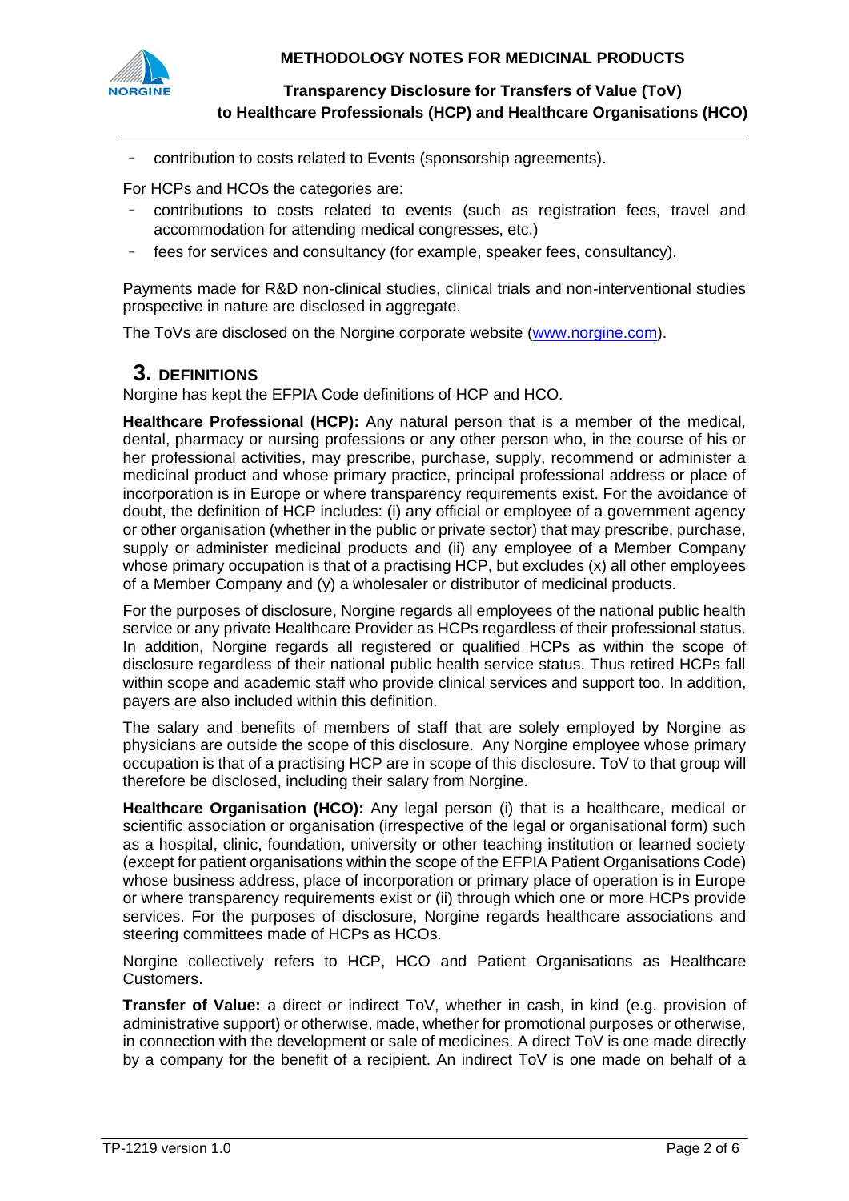- contribution to costs related to Events (sponsorship agreements).

For HCPs and HCOs the categories are:

- contributions to costs related to events (such as registration fees, travel and accommodation for attending medical congresses, etc.)
- fees for services and consultancy (for example, speaker fees, consultancy).

Payments made for R&D non-clinical studies, clinical trials and non-interventional studies prospective in nature are disclosed in aggregate.

The ToVs are disclosed on the Norgine corporate website (www.norgine.com).

## 3. DEFINITIONS

Norgine has kept the EFPIA Code definitions of HCP and HCO.

**Healthcare Professional (HCP):** Any natural person that is a member of the medical, dental, pharmacy or nursing professions or any other person who, in the course of his or her professional activities, may prescribe, purchase, supply, recommend or administer a medicinal product and whose primary practice, principal professional address or place of incorporation is in Europe or where transparency requirements exist. For the avoidance of doubt, the definition of HCP includes: (i) any official or employee of a government agency or other organisation (whether in the public or private sector) that may prescribe, purchase, supply or administer medicinal products and (ii) any employee of a Member Company whose primary occupation is that of a practising HCP, but excludes (x) all other employees of a Member Company and (y) a wholesaler or distributor of medicinal products.

For the purposes of disclosure, Norgine regards all employees of the national public health service or any private Healthcare Provider as HCPs regardless of their professional status. In addition, Norgine regards all registered or qualified HCPs as within the scope of disclosure regardless of their national public health service status. Thus retired HCPs fall within scope and academic staff who provide clinical services and support too. In addition, payers are also included within this definition.

The salary and benefits of members of staff that are solely employed by Norgine as physicians are outside the scope of this disclosure. Any Norgine employee whose primary occupation is that of a practising HCP are in scope of this disclosure. ToV to that group will therefore be disclosed, including their salary from Norgine.

**Healthcare Organisation (HCO):** Any legal person (i) that is a healthcare, medical or scientific association or organisation (irrespective of the legal or organisational form) such as a hospital, clinic, foundation, university or other teaching institution or learned society (except for patient organisations within the scope of the EFPIA Patient Organisations Code) whose business address, place of incorporation or primary place of operation is in Europe or where transparency requirements exist or (ii) through which one or more HCPs provide services. For the purposes of disclosure, Norgine regards healthcare associations and steering committees made of HCPs as HCOs.

Norgine collectively refers to HCP, HCO and Patient Organisations as Healthcare Customers.

**Transfer of Value:** a direct or indirect ToV, whether in cash, in kind (e.g. provision of administrative support) or otherwise, made, whether for promotional purposes or otherwise, in connection with the development or sale of medicines. A direct ToV is one made directly by a company for the benefit of a recipient. An indirect ToV is one made on behalf of a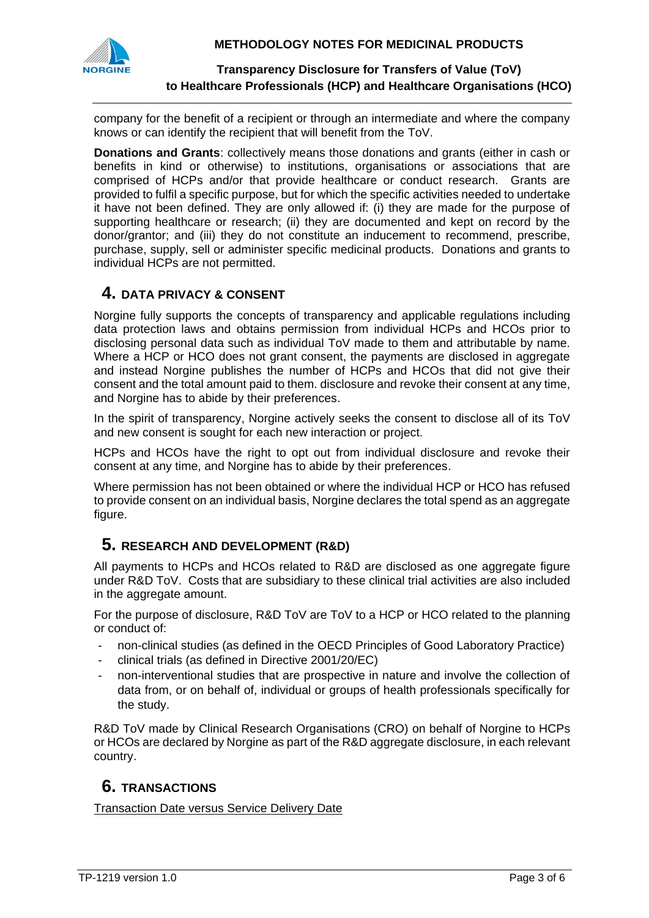company for the benefit of a recipient or through an intermediate and where the company knows or can identify the recipient that will benefit from the ToV.

**Donations and Grants**: collectively means those donations and grants (either in cash or benefits in kind or otherwise) to institutions, organisations or associations that are comprised of HCPs and/or that provide healthcare or conduct research. Grants are provided to fulfil a specific purpose, but for which the specific activities needed to undertake it have not been defined. They are only allowed if: (i) they are made for the purpose of supporting healthcare or research; (ii) they are documented and kept on record by the donor/grantor; and (iii) they do not constitute an inducement to recommend, prescribe, purchase, supply, sell or administer specific medicinal products. Donations and grants to individual HCPs are not permitted.

## 4. DATA PRIVACY & CONSENT

Norgine fully supports the concepts of transparency and applicable regulations including data protection laws and obtains permission from individual HCPs and HCOs prior to disclosing personal data such as individual ToV made to them and attributable by name. Where a HCP or HCO does not grant consent, the payments are disclosed in aggregate and instead Norgine publishes the number of HCPs and HCOs that did not give their consent and the total amount paid to them. disclosure and revoke their consent at any time, and Norgine has to abide by their preferences.

In the spirit of transparency, Norgine actively seeks the consent to disclose all of its ToV and new consent is sought for each new interaction or project.

HCPs and HCOs have the right to opt out from individual disclosure and revoke their consent at any time, and Norgine has to abide by their preferences.

Where permission has not been obtained or where the individual HCP or HCO has refused to provide consent on an individual basis, Norgine declares the total spend as an aggregate figure.

## 5. RESEARCH AND DEVELOPMENT (R&D)

All payments to HCPs and HCOs related to R&D are disclosed as one aggregate figure under R&D ToV. Costs that are subsidiary to these clinical trial activities are also included in the aggregate amount.

For the purpose of disclosure, R&D ToV are ToV to a HCP or HCO related to the planning or conduct of:

- non-clinical studies (as defined in the OECD Principles of Good Laboratory Practice)
- clinical trials (as defined in Directive 2001/20/EC)
- non-interventional studies that are prospective in nature and involve the collection of data from, or on behalf of, individual or groups of health professionals specifically for the study.

R&D ToV made by Clinical Research Organisations (CRO) on behalf of Norgine to HCPs or HCOs are declared by Norgine as part of the R&D aggregate disclosure, in each relevant country.

## 6. TRANSACTIONS

Transaction Date versus Service Delivery Date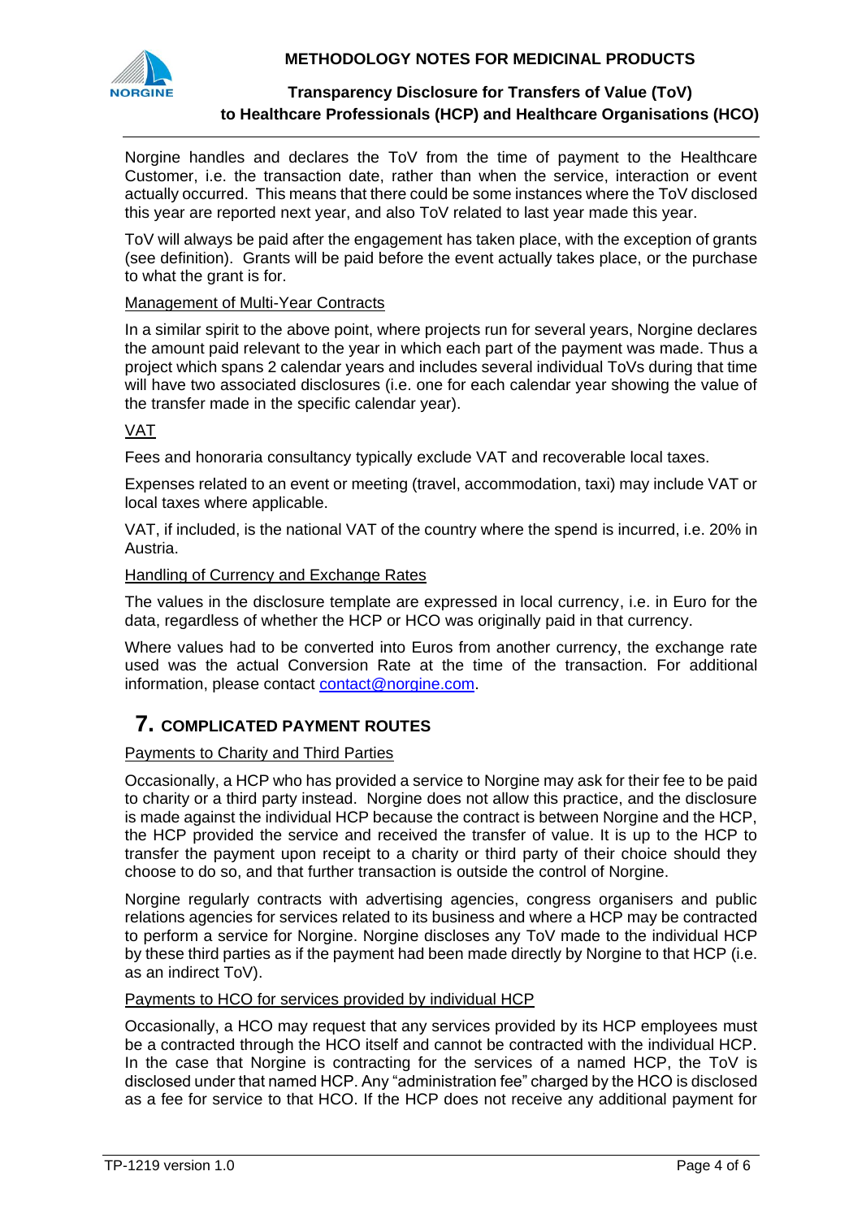Norgine handles and declares the ToV from the time of payment to the Healthcare Customer, i.e. the transaction date, rather than when the service, interaction or event actually occurred. This means that there could be some instances where the ToV disclosed this year are reported next year, and also ToV related to last year made this year.

ToV will always be paid after the engagement has taken place, with the exception of grants (see definition). Grants will be paid before the event actually takes place, or the purchase to what the grant is for.

Management of Multi-Year Contracts

In a similar spirit to the above point, where projects run for several years, Norgine declares the amount paid relevant to the year in which each part of the payment was made. Thus a project which spans 2 calendar years and includes several individual ToVs during that time will have two associated disclosures (i.e. one for each calendar year showing the value of the transfer made in the specific calendar year).

VAT

Fees and honoraria consultancy typically exclude VAT and recoverable local taxes.

Expenses related to an event or meeting (travel, accommodation, taxi) may include VAT or local taxes where applicable.

VAT, if included, is the national VAT of the country where the spend is incurred, i.e. 20% in Austria.

Handling of Currency and Exchange Rates

The values in the disclosure template are expressed in local currency, i.e. in Euro for the data, regardless of whether the HCP or HCO was originally paid in that currency.

Where values had to be converted into Euros from another currency, the exchange rate used was the actual Conversion Rate at the time of the transaction. For additional information, please contact contact@norgine.com.

## 7. COMPLICATED PAYMENT ROUTES

Payments to Charity and Third Parties

Occasionally, a HCP who has provided a service to Norgine may ask for their fee to be paid to charity or a third party instead. Norgine does not allow this practice, and the disclosure is made against the individual HCP because the contract is between Norgine and the HCP, the HCP provided the service and received the transfer of value. It is up to the HCP to transfer the payment upon receipt to a charity or third party of their choice should they choose to do so, and that further transaction is outside the control of Norgine.

Norgine regularly contracts with advertising agencies, congress organisers and public relations agencies for services related to its business and where a HCP may be contracted to perform a service for Norgine. Norgine discloses any ToV made to the individual HCP by these third parties as if the payment had been made directly by Norgine to that HCP (i.e. as an indirect ToV).

Payments to HCO for services provided by individual HCP

Occasionally, a HCO may request that any services provided by its HCP employees must be a contracted through the HCO itself and cannot be contracted with the individual HCP. In the case that Norgine is contracting for the services of a named HCP, the ToV is disclosed under that named HCP. Any "administration fee" charged by the HCO is disclosed as a fee for service to that HCO. If the HCP does not receive any additional payment for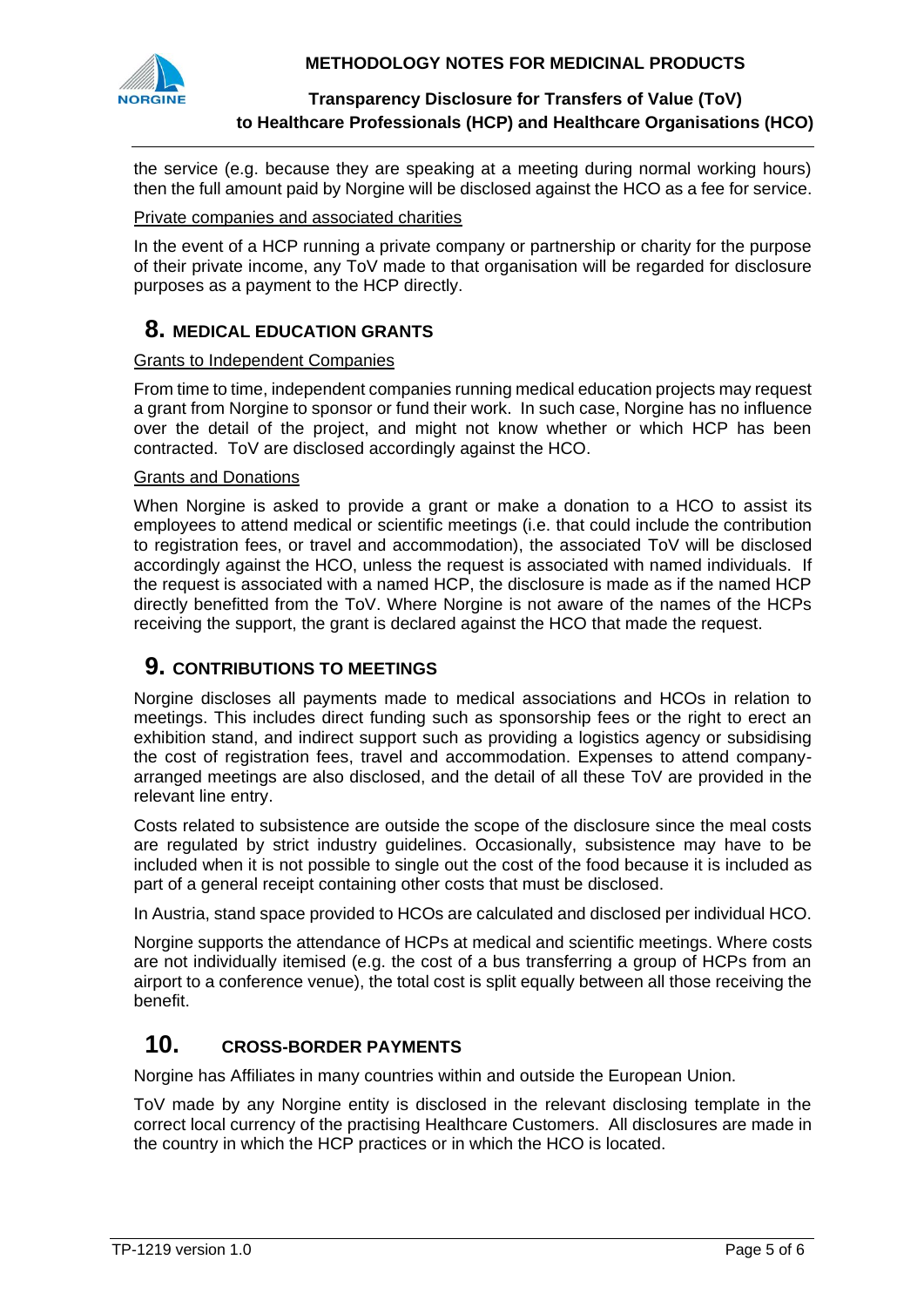the service (e.g. because they are speaking at a meeting during normal working hours) then the full amount paid by Norgine will be disclosed against the HCO as a fee for service.

<u>Private companies and associated charities</u>

In the event of a HCP running a private company or partnership or charity for the purpose of their private income, any ToV made to that organisation will be regarded for disclosure purposes as a payment to the HCP directly.

## 8. MEDICAL EDUCATION GRANTS

<u>Grants to Independent Companies</u>

From time to time, independent companies running medical education projects may request a grant from Norgine to sponsor or fund their work. In such case, Norgine has no influence over the detail of the project, and might not know whether or which HCP has been contracted. ToV are disclosed accordingly against the HCO.

<u>Grants and Donations</u>

When Norgine is asked to provide a grant or make a donation to a HCO to assist its employees to attend medical or scientific meetings (i.e. that could include the contribution to registration fees, or travel and accommodation), the associated ToV will be disclosed accordingly against the HCO, unless the request is associated with named individuals. If the request is associated with a named HCP, the disclosure is made as if the named HCP directly benefitted from the ToV. Where Norgine is not aware of the names of the HCPs receiving the support, the grant is declared against the HCO that made the request.

## 9. CONTRIBUTIONS TO MEETINGS

Norgine discloses all payments made to medical associations and HCOs in relation to meetings. This includes direct funding such as sponsorship fees or the right to erect an exhibition stand, and indirect support such as providing a logistics agency or subsidising the cost of registration fees, travel and accommodation. Expenses to attend company-arranged meetings are also disclosed, and the detail of all these ToV are provided in the relevant line entry.

Costs related to subsistence are outside the scope of the disclosure since the meal costs are regulated by strict industry guidelines. Occasionally, subsistence may have to be included when it is not possible to single out the cost of the food because it is included as part of a general receipt containing other costs that must be disclosed.

In Austria, stand space provided to HCOs are calculated and disclosed per individual HCO.

Norgine supports the attendance of HCPs at medical and scientific meetings. Where costs are not individually itemised (e.g. the cost of a bus transferring a group of HCPs from an airport to a conference venue), the total cost is split equally between all those receiving the benefit.

## 10. CROSS-BORDER PAYMENTS

Norgine has Affiliates in many countries within and outside the European Union.

ToV made by any Norgine entity is disclosed in the relevant disclosing template in the correct local currency of the practising Healthcare Customers. All disclosures are made in the country in which the HCP practices or in which the HCO is located.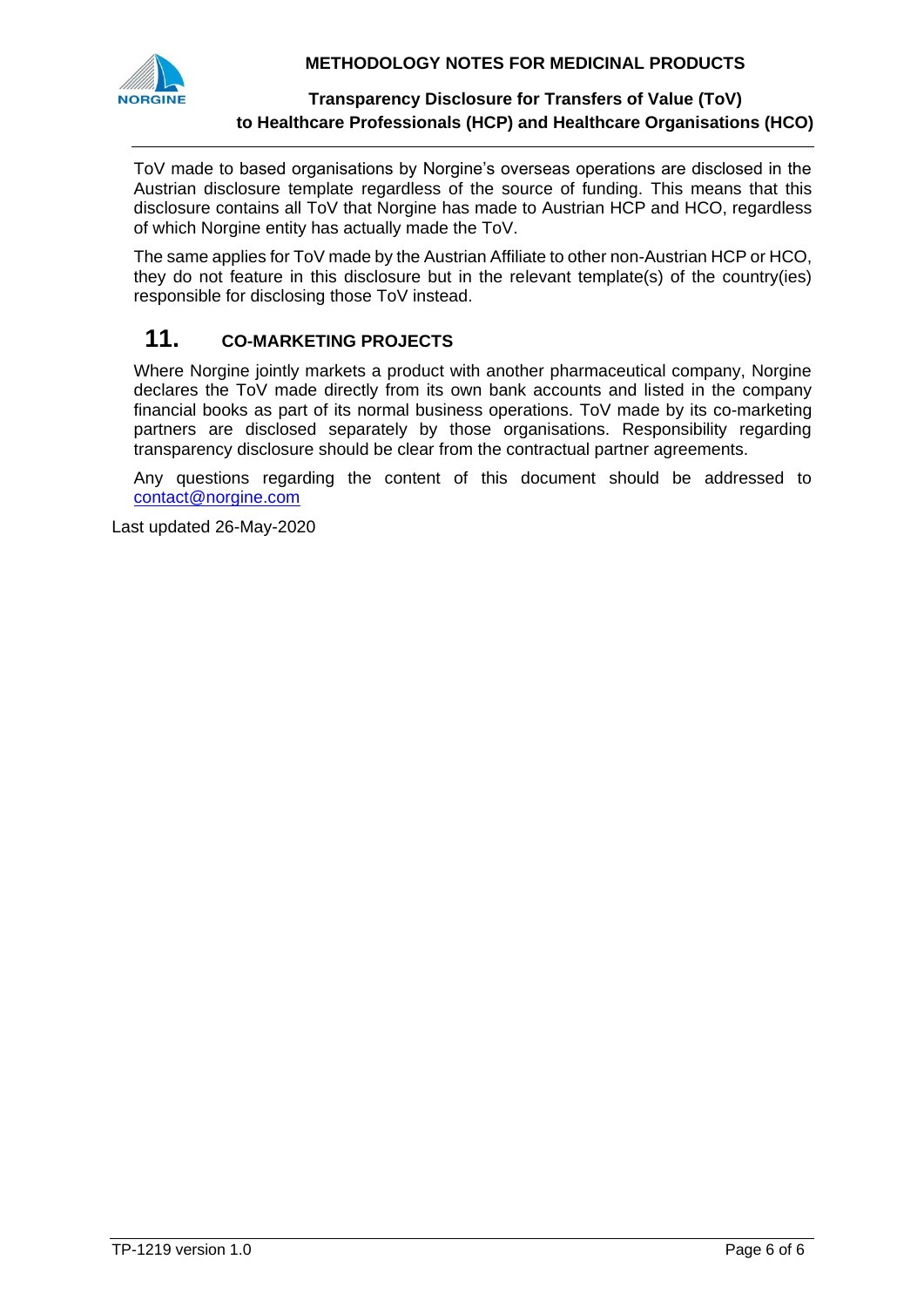ToV made to based organisations by Norgine's overseas operations are disclosed in the Austrian disclosure template regardless of the source of funding. This means that this disclosure contains all ToV that Norgine has made to Austrian HCP and HCO, regardless of which Norgine entity has actually made the ToV.

The same applies for ToV made by the Austrian Affiliate to other non-Austrian HCP or HCO, they do not feature in this disclosure but in the relevant template(s) of the country(ies) responsible for disclosing those ToV instead.

## 11. CO-MARKETING PROJECTS

Where Norgine jointly markets a product with another pharmaceutical company, Norgine declares the ToV made directly from its own bank accounts and listed in the company financial books as part of its normal business operations. ToV made by its co-marketing partners are disclosed separately by those organisations. Responsibility regarding transparency disclosure should be clear from the contractual partner agreements.

Any questions regarding the content of this document should be addressed to contact@norgine.com

Last updated 26-May-2020